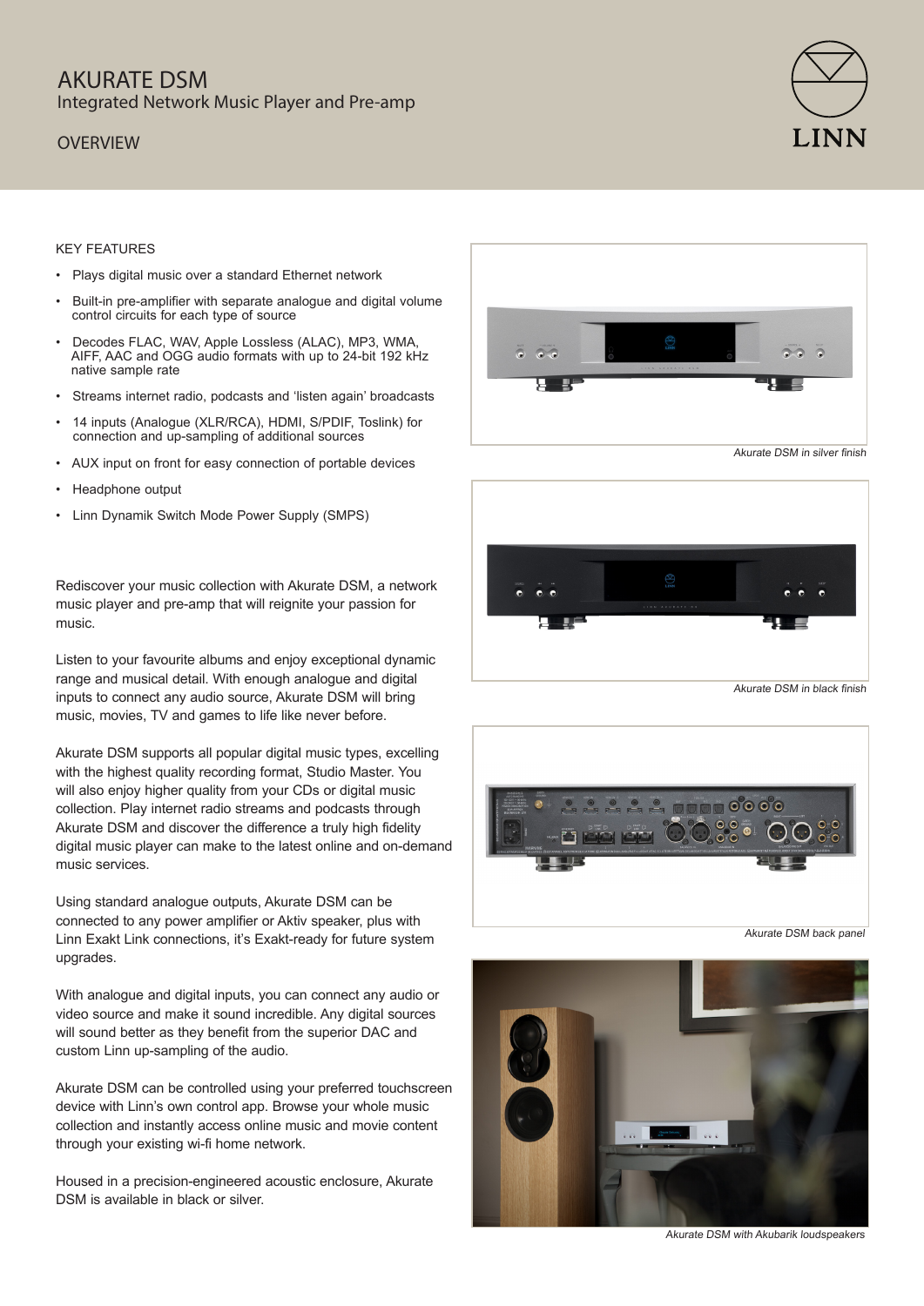# AKURATE DSM

Integrated Network Music Player and Pre-amp

## OVERVIEW

### KEY FEATURES

- Plays digital music over a standard Ethernet network
- Built-in pre-amplifier with separate analogue and digital volume control circuits for each type of source
- Decodes FLAC, WAV, Apple Lossless (ALAC), MP3, WMA, AIFF, AAC and OGG audio formats with up to 24-bit 192 kHz native sample rate
- Streams internet radio, podcasts and 'listen again' broadcasts
- 14 inputs (Analogue (XLR/RCA), HDMI, S/PDIF, Toslink) for connection and up-sampling of additional sources
- AUX input on front for easy connection of portable devices
- Headphone output
- Linn Dynamik Switch Mode Power Supply (SMPS)

Rediscover your music collection with Akurate DSM, a network music player and pre-amp that will reignite your passion for music.

Listen to your favourite albums and enjoy exceptional dynamic range and musical detail. With enough analogue and digital inputs to connect any audio source, Akurate DSM will bring music, movies, TV and games to life like never before.

Akurate DSM supports all popular digital music types, excelling with the highest quality recording format, Studio Master. You will also enjoy higher quality from your CDs or digital music collection. Play internet radio streams and podcasts through Akurate DSM and discover the difference a truly high fidelity digital music player can make to the latest online and on-demand music services.

Using standard analogue outputs, Akurate DSM can be connected to any power amplifier or Aktiv speaker, plus with Linn Exakt Link connections, it's Exakt-ready for future system upgrades.

With analogue and digital inputs, you can connect any audio or video source and make it sound incredible. Any digital sources will sound better as they benefit from the superior DAC and custom Linn up-sampling of the audio.

Akurate DSM can be controlled using your preferred touchscreen device with Linn's own control app. Browse your whole music collection and instantly access online music and movie content through your existing wi-fi home network.

Housed in a precision-engineered acoustic enclosure, Akurate DSM is available in black or silver.

*Akurate DSM in silver finish*

*Akurate DSM in black finish*

*Akurate DSM back panel*

*Akurate DSM with Akubarik loudspeakers*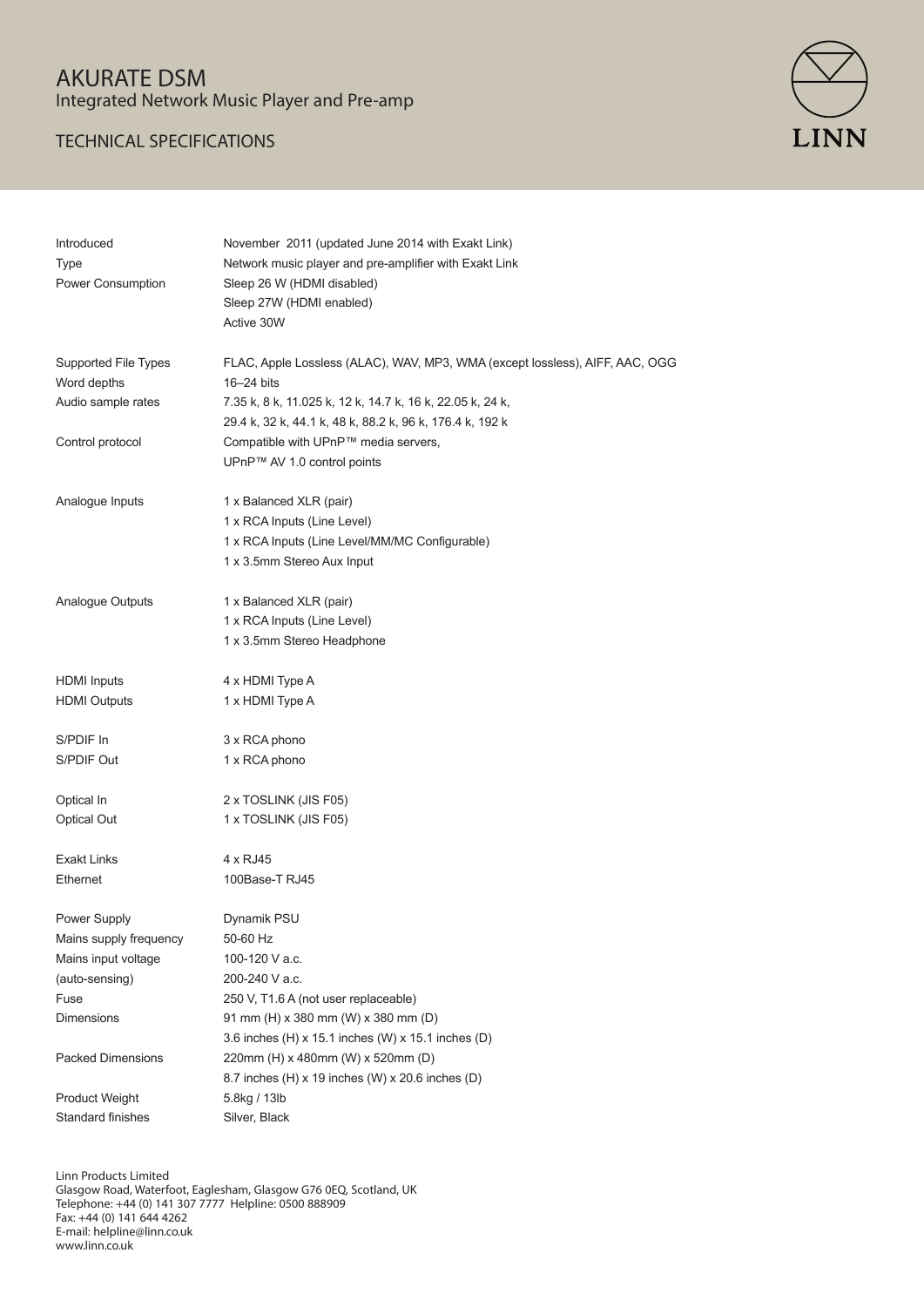# AKURATE DSM

Integrated Network Music Player and Pre-amp

## TECHNICAL SPECIFICATIONS

LINN

| | |
|---|---|
| Introduced | November 2011 (updated June 2014 with Exakt Link) |
| Type | Network music player and pre-amplifier with Exakt Link |
| Power Consumption | Sleep 26 W (HDMI disabled)<br>Sleep 27W (HDMI enabled)<br>Active 30W |
| Supported File Types | FLAC, Apple Lossless (ALAC), WAV, MP3, WMA (except lossless), AIFF, AAC, OGG |
| Word depths | 16–24 bits |
| Audio sample rates | 7.35 k, 8 k, 11.025 k, 12 k, 14.7 k, 16 k, 22.05 k, 24 k,<br>29.4 k, 32 k, 44.1 k, 48 k, 88.2 k, 96 k, 176.4 k, 192 k |
| Control protocol | Compatible with UPnP™ media servers,<br>UPnP™ AV 1.0 control points |
| Analogue Inputs | 1 x Balanced XLR (pair)<br>1 x RCA Inputs (Line Level)<br>1 x RCA Inputs (Line Level/MM/MC Configurable)<br>1 x 3.5mm Stereo Aux Input |
| Analogue Outputs | 1 x Balanced XLR (pair)<br>1 x RCA Inputs (Line Level)<br>1 x 3.5mm Stereo Headphone |
| HDMI Inputs | 4 x HDMI Type A |
| HDMI Outputs | 1 x HDMI Type A |
| S/PDIF In | 3 x RCA phono |
| S/PDIF Out | 1 x RCA phono |
| Optical In | 2 x TOSLINK (JIS F05) |
| Optical Out | 1 x TOSLINK (JIS F05) |
| Exakt Links | 4 x RJ45 |
| Ethernet | 100Base-T RJ45 |
| Power Supply | Dynamik PSU |
| Mains supply frequency | 50-60 Hz |
| Mains input voltage<br>(auto-sensing) | 100-120 V a.c.<br>200-240 V a.c. |
| Fuse | 250 V, T1.6 A (not user replaceable) |
| Dimensions | 91 mm (H) x 380 mm (W) x 380 mm (D)<br>3.6 inches (H) x 15.1 inches (W) x 15.1 inches (D) |
| Packed Dimensions | 220mm (H) x 480mm (W) x 520mm (D)<br>8.7 inches (H) x 19 inches (W) x 20.6 inches (D) |
| Product Weight | 5.8kg / 13lb |
| Standard finishes | Silver, Black |

Linn Products Limited
Glasgow Road, Waterfoot, Eaglesham, Glasgow G76 0EQ, Scotland, UK
Telephone: +44 (0) 141 307 7777 Helpline: 0500 888909
Fax: +44 (0) 141 644 4262
E-mail: helpline@linn.co.uk
www.linn.co.uk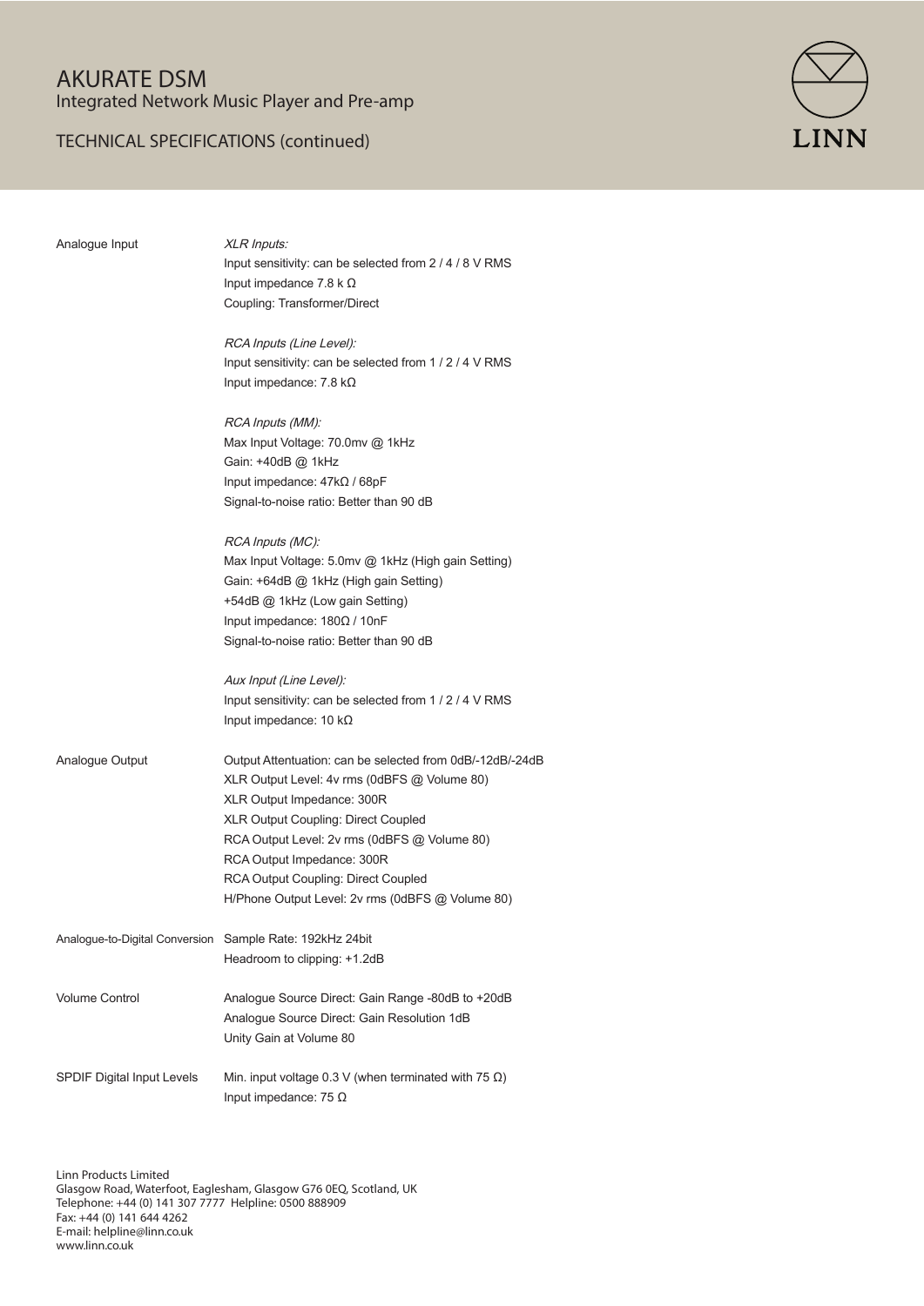# AKURATE DSM

Integrated Network Music Player and Pre-amp

## TECHNICAL SPECIFICATIONS (continued)

| | |
|---|---|
| Analogue Input | *XLR Inputs:*<br>Input sensitivity: can be selected from 2 / 4 / 8 V RMS<br>Input impedance 7.8 k Ω<br>Coupling: Transformer/Direct<br><br>*RCA Inputs (Line Level):*<br>Input sensitivity: can be selected from 1 / 2 / 4 V RMS<br>Input impedance: 7.8 kΩ<br><br>*RCA Inputs (MM):*<br>Max Input Voltage: 70.0mv @ 1kHz<br>Gain: +40dB @ 1kHz<br>Input impedance: 47kΩ / 68pF<br>Signal-to-noise ratio: Better than 90 dB<br><br>*RCA Inputs (MC):*<br>Max Input Voltage: 5.0mv @ 1kHz (High gain Setting)<br>Gain: +64dB @ 1kHz (High gain Setting)<br>+54dB @ 1kHz (Low gain Setting)<br>Input impedance: 180Ω / 10nF<br>Signal-to-noise ratio: Better than 90 dB<br><br>*Aux Input (Line Level):*<br>Input sensitivity: can be selected from 1 / 2 / 4 V RMS<br>Input impedance: 10 kΩ |
| Analogue Output | Output Attenuation: can be selected from 0dB/-12dB/-24dB<br>XLR Output Level: 4v rms (0dBFS @ Volume 80)<br>XLR Output Impedance: 300R<br>XLR Output Coupling: Direct Coupled<br>RCA Output Level: 2v rms (0dBFS @ Volume 80)<br>RCA Output Impedance: 300R<br>RCA Output Coupling: Direct Coupled<br>H/Phone Output Level: 2v rms (0dBFS @ Volume 80) |
| Analogue-to-Digital Conversion | Sample Rate: 192kHz 24bit<br>Headroom to clipping: +1.2dB |
| Volume Control | Analogue Source Direct: Gain Range -80dB to +20dB<br>Analogue Source Direct: Gain Resolution 1dB<br>Unity Gain at Volume 80 |
| SPDIF Digital Input Levels | Min. input voltage 0.3 V (when terminated with 75 Ω)<br>Input impedance: 75 Ω |

Linn Products Limited
Glasgow Road, Waterfoot, Eaglesham, Glasgow G76 0EQ, Scotland, UK
Telephone: +44 (0) 141 307 7777 Helpline: 0500 888909
Fax: +44 (0) 141 644 4262
E-mail: helpline@linn.co.uk
www.linn.co.uk